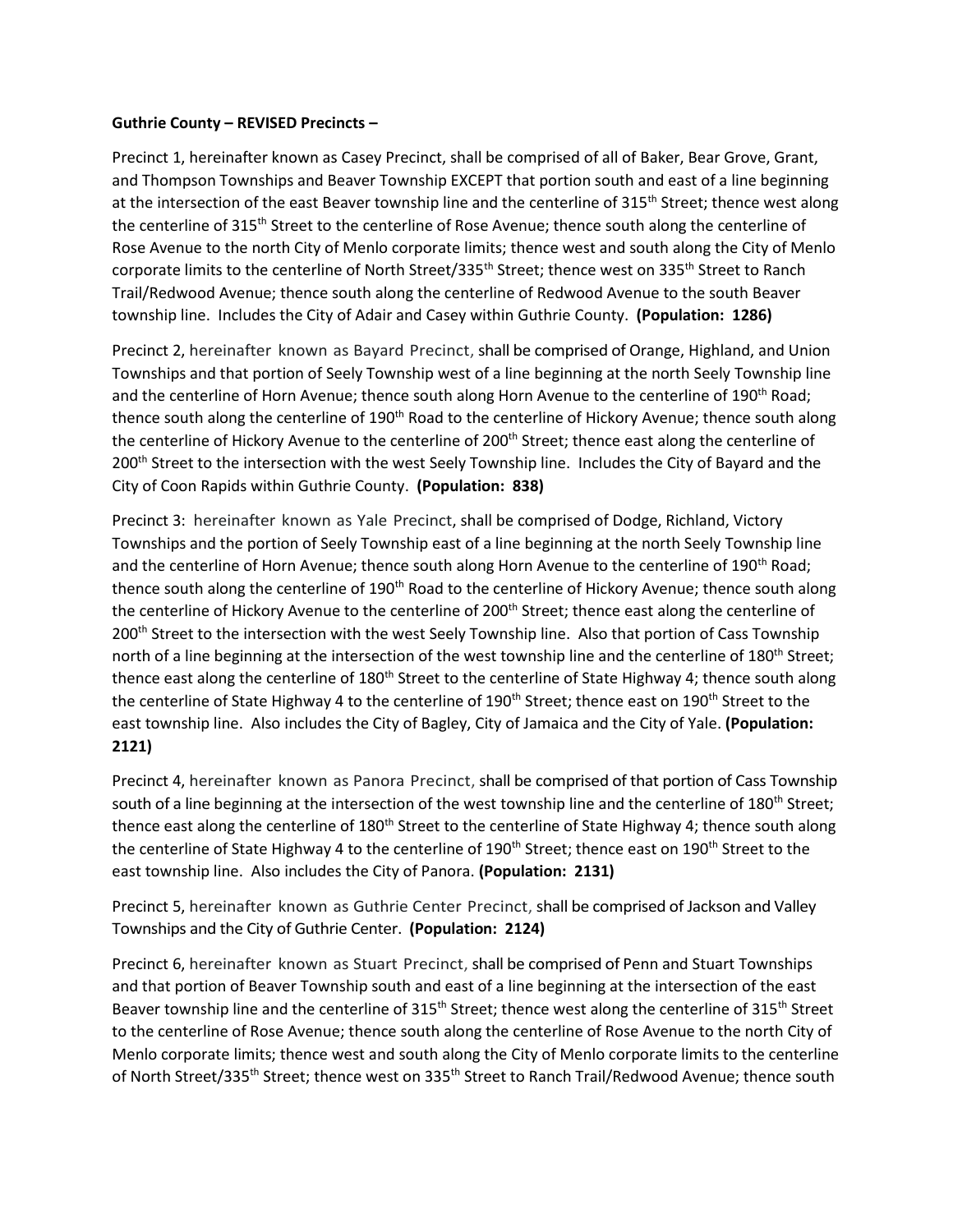**Guthrie County – REVISED Precincts –**

Precinct 1, hereinafter known as Casey Precinct, shall be comprised of all of Baker, Bear Grove, Grant, and Thompson Townships and Beaver Township EXCEPT that portion south and east of a line beginning at the intersection of the east Beaver township line and the centerline of 315th Street; thence west along the centerline of 315th Street to the centerline of Rose Avenue; thence south along the centerline of Rose Avenue to the north City of Menlo corporate limits; thence west and south along the City of Menlo corporate limits to the centerline of North Street/335th Street; thence west on 335th Street to Ranch Trail/Redwood Avenue; thence south along the centerline of Redwood Avenue to the south Beaver township line. Includes the City of Adair and Casey within Guthrie County. **(Population: 1286)**

Precinct 2, hereinafter known as Bayard Precinct, shall be comprised of Orange, Highland, and Union Townships and that portion of Seely Township west of a line beginning at the north Seely Township line and the centerline of Horn Avenue; thence south along Horn Avenue to the centerline of 190th Road; thence south along the centerline of 190th Road to the centerline of Hickory Avenue; thence south along the centerline of Hickory Avenue to the centerline of 200th Street; thence east along the centerline of 200th Street to the intersection with the west Seely Township line. Includes the City of Bayard and the City of Coon Rapids within Guthrie County. **(Population: 838)**

Precinct 3: hereinafter known as Yale Precinct, shall be comprised of Dodge, Richland, Victory Townships and the portion of Seely Township east of a line beginning at the north Seely Township line and the centerline of Horn Avenue; thence south along Horn Avenue to the centerline of 190th Road; thence south along the centerline of 190th Road to the centerline of Hickory Avenue; thence south along the centerline of Hickory Avenue to the centerline of 200th Street; thence east along the centerline of 200th Street to the intersection with the west Seely Township line. Also that portion of Cass Township north of a line beginning at the intersection of the west township line and the centerline of 180th Street; thence east along the centerline of 180th Street to the centerline of State Highway 4; thence south along the centerline of State Highway 4 to the centerline of 190th Street; thence east on 190th Street to the east township line. Also includes the City of Bagley, City of Jamaica and the City of Yale. **(Population: 2121)**

Precinct 4, hereinafter known as Panora Precinct, shall be comprised of that portion of Cass Township south of a line beginning at the intersection of the west township line and the centerline of 180th Street; thence east along the centerline of 180th Street to the centerline of State Highway 4; thence south along the centerline of State Highway 4 to the centerline of 190th Street; thence east on 190th Street to the east township line. Also includes the City of Panora. **(Population: 2131)**

Precinct 5, hereinafter known as Guthrie Center Precinct, shall be comprised of Jackson and Valley Townships and the City of Guthrie Center. **(Population: 2124)**

Precinct 6, hereinafter known as Stuart Precinct, shall be comprised of Penn and Stuart Townships and that portion of Beaver Township south and east of a line beginning at the intersection of the east Beaver township line and the centerline of 315th Street; thence west along the centerline of 315th Street to the centerline of Rose Avenue; thence south along the centerline of Rose Avenue to the north City of Menlo corporate limits; thence west and south along the City of Menlo corporate limits to the centerline of North Street/335th Street; thence west on 335th Street to Ranch Trail/Redwood Avenue; thence south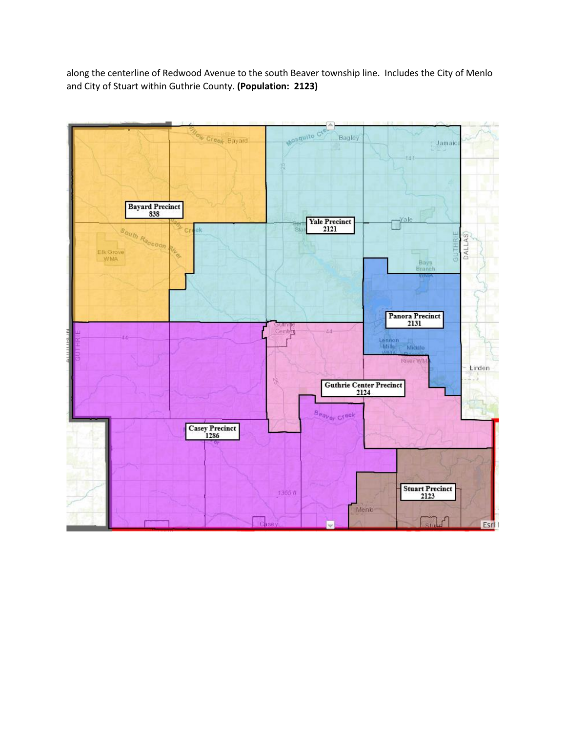along the centerline of Redwood Avenue to the south Beaver township line. Includes the City of Menlo and City of Stuart within Guthrie County. **(Population: 2123)**

Bayard Precinct
838

Yale Precinct
2121

Panora Precinct
2131

Guthrie Center Precinct
2124

Casey Precinct
1286

Stuart Precinct
2123